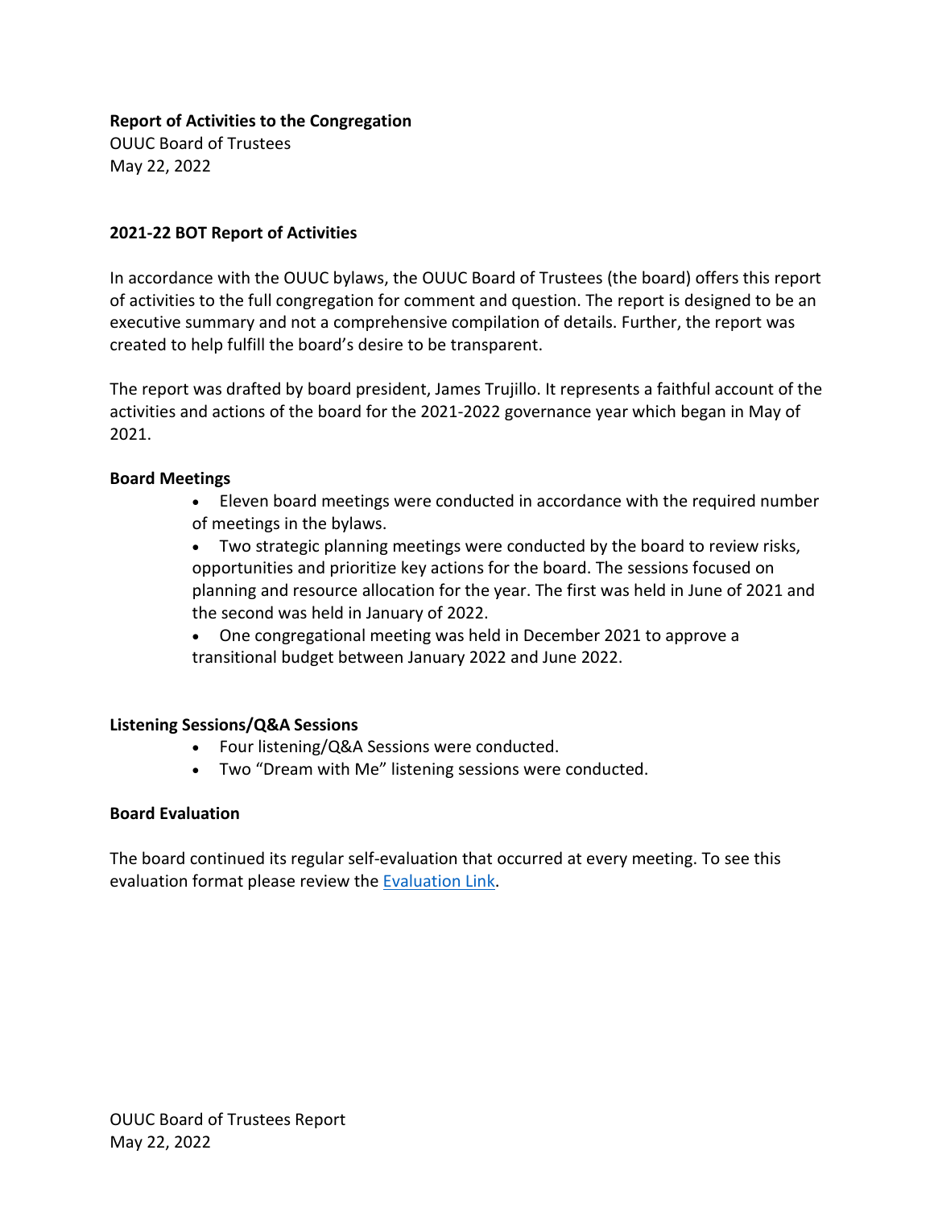**Report of Activities to the Congregation**
OUUC Board of Trustees
May 22, 2022

## 2021-22 BOT Report of Activities

In accordance with the OUUC bylaws, the OUUC Board of Trustees (the board) offers this report of activities to the full congregation for comment and question. The report is designed to be an executive summary and not a comprehensive compilation of details. Further, the report was created to help fulfill the board's desire to be transparent.

The report was drafted by board president, James Trujillo. It represents a faithful account of the activities and actions of the board for the 2021-2022 governance year which began in May of 2021.

### Board Meetings

- Eleven board meetings were conducted in accordance with the required number of meetings in the bylaws.
- Two strategic planning meetings were conducted by the board to review risks, opportunities and prioritize key actions for the board. The sessions focused on planning and resource allocation for the year. The first was held in June of 2021 and the second was held in January of 2022.
- One congregational meeting was held in December 2021 to approve a transitional budget between January 2022 and June 2022.

### Listening Sessions/Q&A Sessions

- Four listening/Q&A Sessions were conducted.
- Two "Dream with Me" listening sessions were conducted.

### Board Evaluation

The board continued its regular self-evaluation that occurred at every meeting. To see this evaluation format please review the Evaluation Link.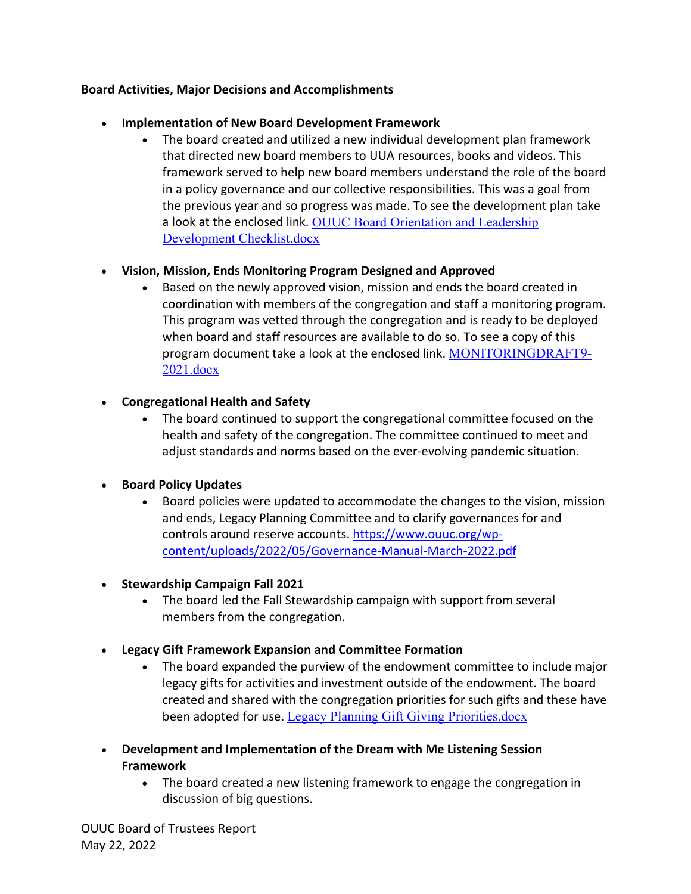**Board Activities, Major Decisions and Accomplishments**

- **Implementation of New Board Development Framework**
  - The board created and utilized a new individual development plan framework that directed new board members to UUA resources, books and videos. This framework served to help new board members understand the role of the board in a policy governance and our collective responsibilities. This was a goal from the previous year and so progress was made. To see the development plan take a look at the enclosed link. OUUC Board Orientation and Leadership Development Checklist.docx

- **Vision, Mission, Ends Monitoring Program Designed and Approved**
  - Based on the newly approved vision, mission and ends the board created in coordination with members of the congregation and staff a monitoring program. This program was vetted through the congregation and is ready to be deployed when board and staff resources are available to do so. To see a copy of this program document take a look at the enclosed link. MONITORINGDRAFT9-2021.docx

- **Congregational Health and Safety**
  - The board continued to support the congregational committee focused on the health and safety of the congregation. The committee continued to meet and adjust standards and norms based on the ever-evolving pandemic situation.

- **Board Policy Updates**
  - Board policies were updated to accommodate the changes to the vision, mission and ends, Legacy Planning Committee and to clarify governances for and controls around reserve accounts. https://www.ouuc.org/wp-content/uploads/2022/05/Governance-Manual-March-2022.pdf

- **Stewardship Campaign Fall 2021**
  - The board led the Fall Stewardship campaign with support from several members from the congregation.

- **Legacy Gift Framework Expansion and Committee Formation**
  - The board expanded the purview of the endowment committee to include major legacy gifts for activities and investment outside of the endowment. The board created and shared with the congregation priorities for such gifts and these have been adopted for use. Legacy Planning Gift Giving Priorities.docx

- **Development and Implementation of the Dream with Me Listening Session Framework**
  - The board created a new listening framework to engage the congregation in discussion of big questions.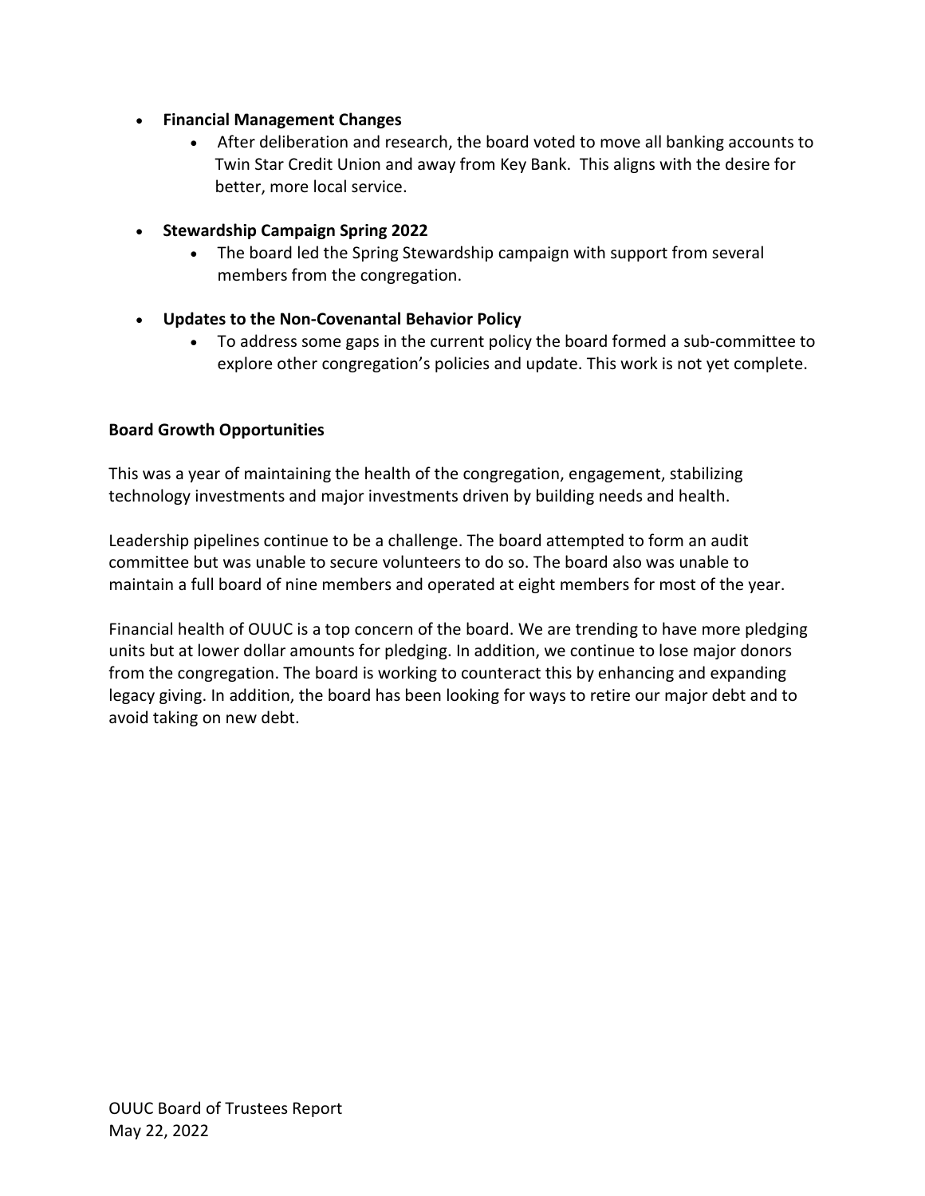- **Financial Management Changes**
  - After deliberation and research, the board voted to move all banking accounts to Twin Star Credit Union and away from Key Bank. This aligns with the desire for better, more local service.
- **Stewardship Campaign Spring 2022**
  - The board led the Spring Stewardship campaign with support from several members from the congregation.
- **Updates to the Non-Covenantal Behavior Policy**
  - To address some gaps in the current policy the board formed a sub-committee to explore other congregation's policies and update. This work is not yet complete.

**Board Growth Opportunities**

This was a year of maintaining the health of the congregation, engagement, stabilizing technology investments and major investments driven by building needs and health.

Leadership pipelines continue to be a challenge. The board attempted to form an audit committee but was unable to secure volunteers to do so. The board also was unable to maintain a full board of nine members and operated at eight members for most of the year.

Financial health of OUUC is a top concern of the board. We are trending to have more pledging units but at lower dollar amounts for pledging. In addition, we continue to lose major donors from the congregation. The board is working to counteract this by enhancing and expanding legacy giving. In addition, the board has been looking for ways to retire our major debt and to avoid taking on new debt.